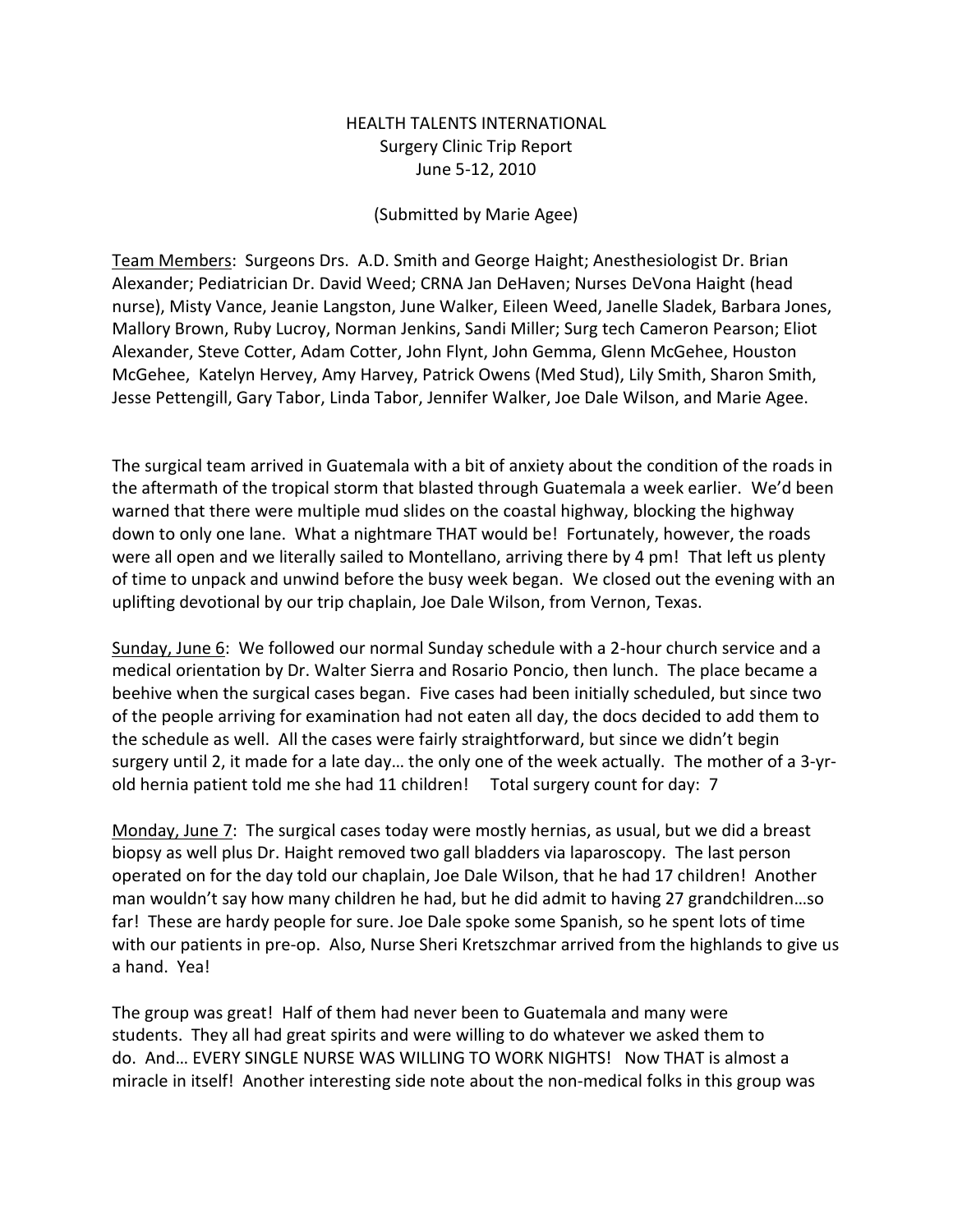HEALTH TALENTS INTERNATIONAL
Surgery Clinic Trip Report
June 5-12, 2010

(Submitted by Marie Agee)

Team Members: Surgeons Drs. A.D. Smith and George Haight; Anesthesiologist Dr. Brian Alexander; Pediatrician Dr. David Weed; CRNA Jan DeHaven; Nurses DeVona Haight (head nurse), Misty Vance, Jeanie Langston, June Walker, Eileen Weed, Janelle Sladek, Barbara Jones, Mallory Brown, Ruby Lucroy, Norman Jenkins, Sandi Miller; Surg tech Cameron Pearson; Eliot Alexander, Steve Cotter, Adam Cotter, John Flynt, John Gemma, Glenn McGehee, Houston McGehee, Katelyn Hervey, Amy Harvey, Patrick Owens (Med Stud), Lily Smith, Sharon Smith, Jesse Pettengill, Gary Tabor, Linda Tabor, Jennifer Walker, Joe Dale Wilson, and Marie Agee.

The surgical team arrived in Guatemala with a bit of anxiety about the condition of the roads in the aftermath of the tropical storm that blasted through Guatemala a week earlier. We'd been warned that there were multiple mud slides on the coastal highway, blocking the highway down to only one lane. What a nightmare THAT would be! Fortunately, however, the roads were all open and we literally sailed to Montellano, arriving there by 4 pm! That left us plenty of time to unpack and unwind before the busy week began. We closed out the evening with an uplifting devotional by our trip chaplain, Joe Dale Wilson, from Vernon, Texas.

Sunday, June 6: We followed our normal Sunday schedule with a 2-hour church service and a medical orientation by Dr. Walter Sierra and Rosario Poncio, then lunch. The place became a beehive when the surgical cases began. Five cases had been initially scheduled, but since two of the people arriving for examination had not eaten all day, the docs decided to add them to the schedule as well. All the cases were fairly straightforward, but since we didn't begin surgery until 2, it made for a late day… the only one of the week actually. The mother of a 3-yr-old hernia patient told me she had 11 children! Total surgery count for day: 7

Monday, June 7: The surgical cases today were mostly hernias, as usual, but we did a breast biopsy as well plus Dr. Haight removed two gall bladders via laparoscopy. The last person operated on for the day told our chaplain, Joe Dale Wilson, that he had 17 children! Another man wouldn't say how many children he had, but he did admit to having 27 grandchildren…so far! These are hardy people for sure. Joe Dale spoke some Spanish, so he spent lots of time with our patients in pre-op. Also, Nurse Sheri Kretszchmar arrived from the highlands to give us a hand. Yea!

The group was great! Half of them had never been to Guatemala and many were students. They all had great spirits and were willing to do whatever we asked them to do. And… EVERY SINGLE NURSE WAS WILLING TO WORK NIGHTS! Now THAT is almost a miracle in itself! Another interesting side note about the non-medical folks in this group was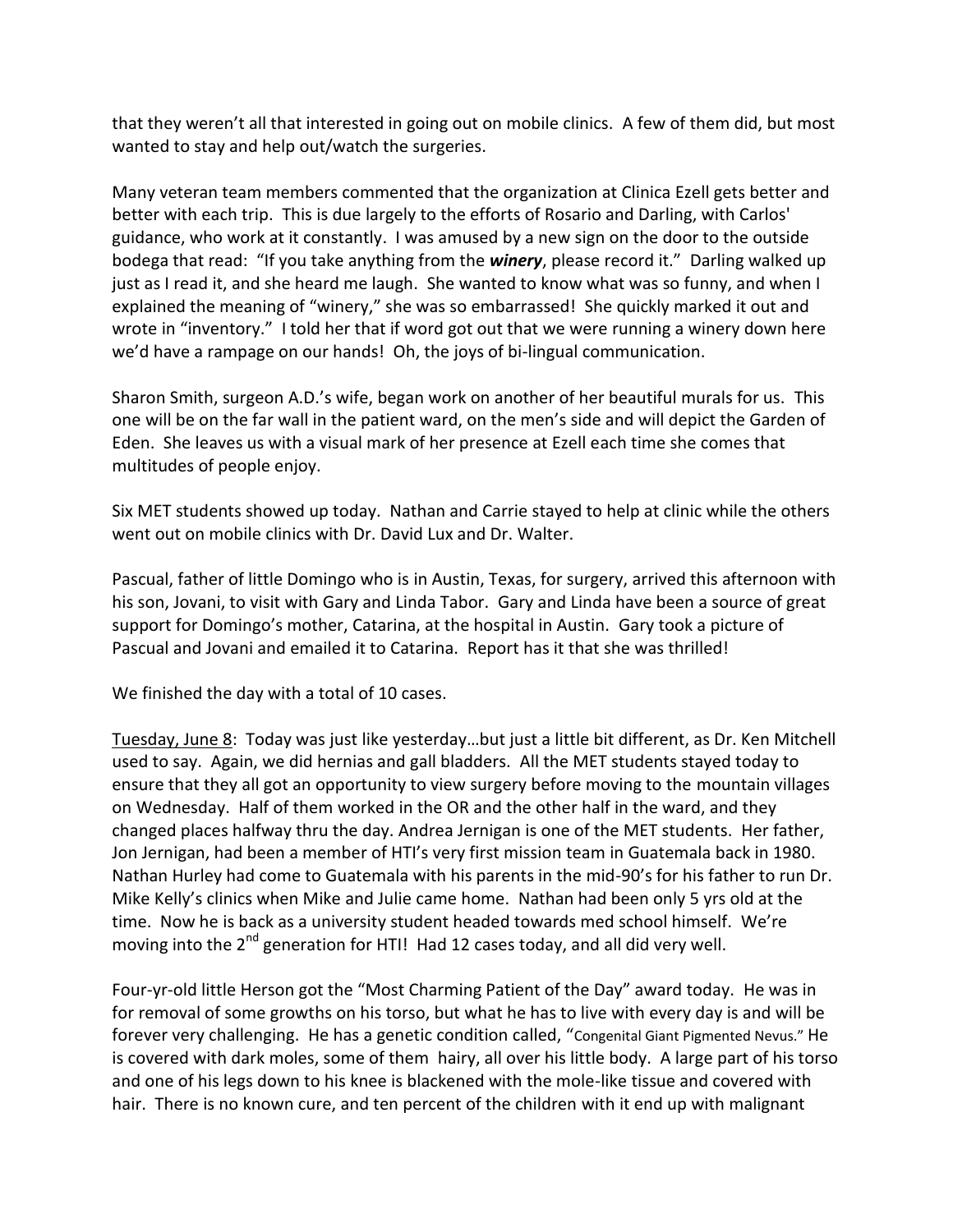that they weren't all that interested in going out on mobile clinics. A few of them did, but most wanted to stay and help out/watch the surgeries.

Many veteran team members commented that the organization at Clinica Ezell gets better and better with each trip. This is due largely to the efforts of Rosario and Darling, with Carlos' guidance, who work at it constantly. I was amused by a new sign on the door to the outside bodega that read: "If you take anything from the ***winery***, please record it." Darling walked up just as I read it, and she heard me laugh. She wanted to know what was so funny, and when I explained the meaning of "winery," she was so embarrassed! She quickly marked it out and wrote in "inventory." I told her that if word got out that we were running a winery down here we'd have a rampage on our hands! Oh, the joys of bi-lingual communication.

Sharon Smith, surgeon A.D.'s wife, began work on another of her beautiful murals for us. This one will be on the far wall in the patient ward, on the men's side and will depict the Garden of Eden. She leaves us with a visual mark of her presence at Ezell each time she comes that multitudes of people enjoy.

Six MET students showed up today. Nathan and Carrie stayed to help at clinic while the others went out on mobile clinics with Dr. David Lux and Dr. Walter.

Pascual, father of little Domingo who is in Austin, Texas, for surgery, arrived this afternoon with his son, Jovani, to visit with Gary and Linda Tabor. Gary and Linda have been a source of great support for Domingo's mother, Catarina, at the hospital in Austin. Gary took a picture of Pascual and Jovani and emailed it to Catarina. Report has it that she was thrilled!

We finished the day with a total of 10 cases.

<u>Tuesday, June 8</u>: Today was just like yesterday…but just a little bit different, as Dr. Ken Mitchell used to say. Again, we did hernias and gall bladders. All the MET students stayed today to ensure that they all got an opportunity to view surgery before moving to the mountain villages on Wednesday. Half of them worked in the OR and the other half in the ward, and they changed places halfway thru the day. Andrea Jernigan is one of the MET students. Her father, Jon Jernigan, had been a member of HTI's very first mission team in Guatemala back in 1980. Nathan Hurley had come to Guatemala with his parents in the mid-90's for his father to run Dr. Mike Kelly's clinics when Mike and Julie came home. Nathan had been only 5 yrs old at the time. Now he is back as a university student headed towards med school himself. We're moving into the 2nd generation for HTI! Had 12 cases today, and all did very well.

Four-yr-old little Herson got the "Most Charming Patient of the Day" award today. He was in for removal of some growths on his torso, but what he has to live with every day is and will be forever very challenging. He has a genetic condition called, "Congenital Giant Pigmented Nevus." He is covered with dark moles, some of them hairy, all over his little body. A large part of his torso and one of his legs down to his knee is blackened with the mole-like tissue and covered with hair. There is no known cure, and ten percent of the children with it end up with malignant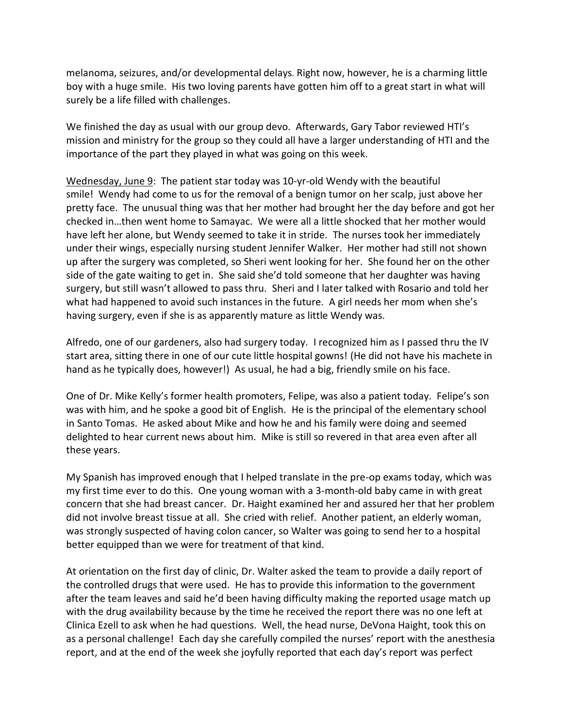melanoma, seizures, and/or developmental delays. Right now, however, he is a charming little boy with a huge smile. His two loving parents have gotten him off to a great start in what will surely be a life filled with challenges.

We finished the day as usual with our group devo. Afterwards, Gary Tabor reviewed HTI's mission and ministry for the group so they could all have a larger understanding of HTI and the importance of the part they played in what was going on this week.

<u>Wednesday, June 9</u>: The patient star today was 10-yr-old Wendy with the beautiful smile! Wendy had come to us for the removal of a benign tumor on her scalp, just above her pretty face. The unusual thing was that her mother had brought her the day before and got her checked in…then went home to Samayac. We were all a little shocked that her mother would have left her alone, but Wendy seemed to take it in stride. The nurses took her immediately under their wings, especially nursing student Jennifer Walker. Her mother had still not shown up after the surgery was completed, so Sheri went looking for her. She found her on the other side of the gate waiting to get in. She said she'd told someone that her daughter was having surgery, but still wasn't allowed to pass thru. Sheri and I later talked with Rosario and told her what had happened to avoid such instances in the future. A girl needs her mom when she's having surgery, even if she is as apparently mature as little Wendy was.

Alfredo, one of our gardeners, also had surgery today. I recognized him as I passed thru the IV start area, sitting there in one of our cute little hospital gowns! (He did not have his machete in hand as he typically does, however!) As usual, he had a big, friendly smile on his face.

One of Dr. Mike Kelly's former health promoters, Felipe, was also a patient today. Felipe's son was with him, and he spoke a good bit of English. He is the principal of the elementary school in Santo Tomas. He asked about Mike and how he and his family were doing and seemed delighted to hear current news about him. Mike is still so revered in that area even after all these years.

My Spanish has improved enough that I helped translate in the pre-op exams today, which was my first time ever to do this. One young woman with a 3-month-old baby came in with great concern that she had breast cancer. Dr. Haight examined her and assured her that her problem did not involve breast tissue at all. She cried with relief. Another patient, an elderly woman, was strongly suspected of having colon cancer, so Walter was going to send her to a hospital better equipped than we were for treatment of that kind.

At orientation on the first day of clinic, Dr. Walter asked the team to provide a daily report of the controlled drugs that were used. He has to provide this information to the government after the team leaves and said he'd been having difficulty making the reported usage match up with the drug availability because by the time he received the report there was no one left at Clinica Ezell to ask when he had questions. Well, the head nurse, DeVona Haight, took this on as a personal challenge! Each day she carefully compiled the nurses' report with the anesthesia report, and at the end of the week she joyfully reported that each day's report was perfect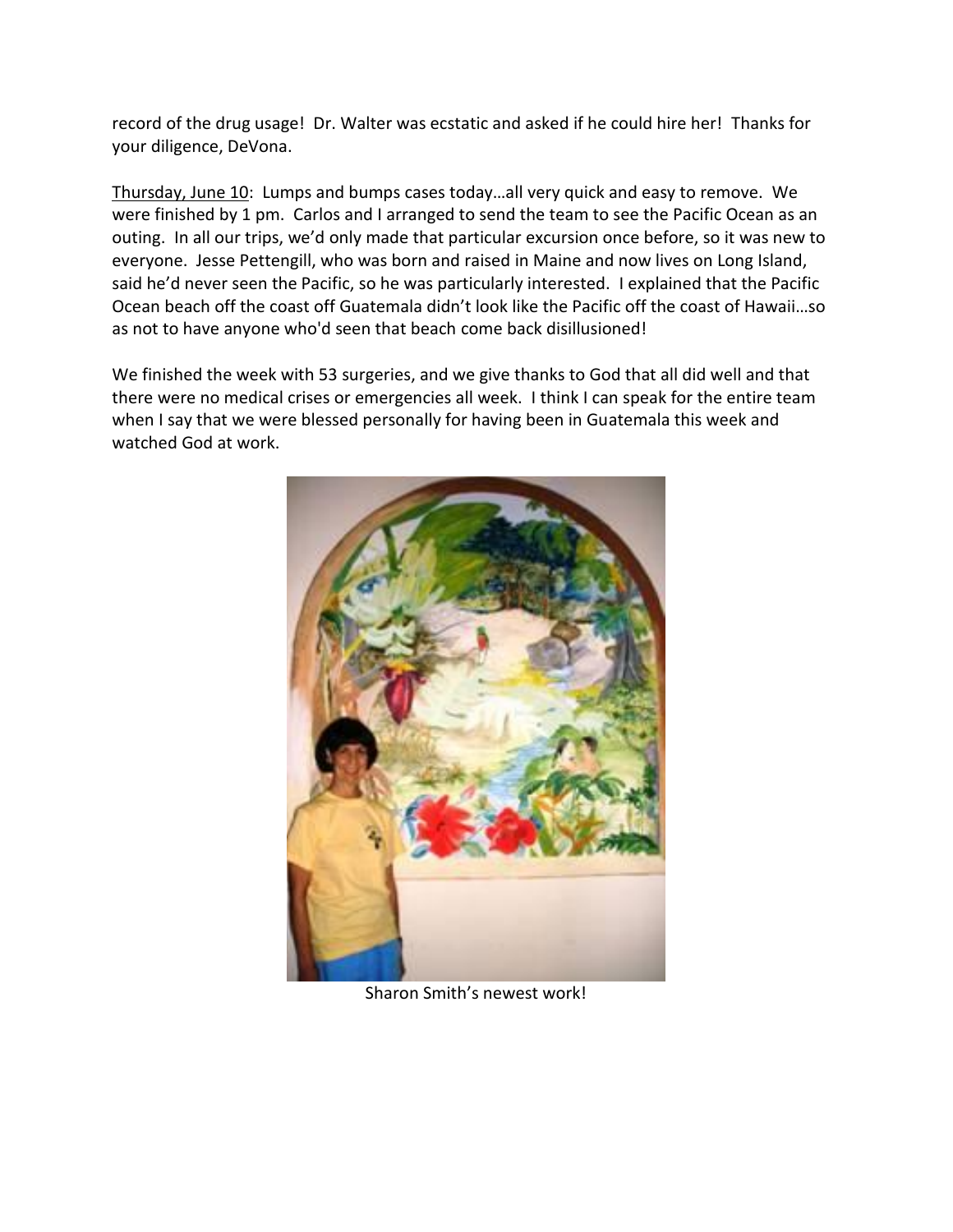record of the drug usage! Dr. Walter was ecstatic and asked if he could hire her! Thanks for your diligence, DeVona.

<u>Thursday, June 10</u>: Lumps and bumps cases today…all very quick and easy to remove. We were finished by 1 pm. Carlos and I arranged to send the team to see the Pacific Ocean as an outing. In all our trips, we'd only made that particular excursion once before, so it was new to everyone. Jesse Pettengill, who was born and raised in Maine and now lives on Long Island, said he'd never seen the Pacific, so he was particularly interested. I explained that the Pacific Ocean beach off the coast off Guatemala didn't look like the Pacific off the coast of Hawaii…so as not to have anyone who'd seen that beach come back disillusioned!

We finished the week with 53 surgeries, and we give thanks to God that all did well and that there were no medical crises or emergencies all week. I think I can speak for the entire team when I say that we were blessed personally for having been in Guatemala this week and watched God at work.

Sharon Smith's newest work!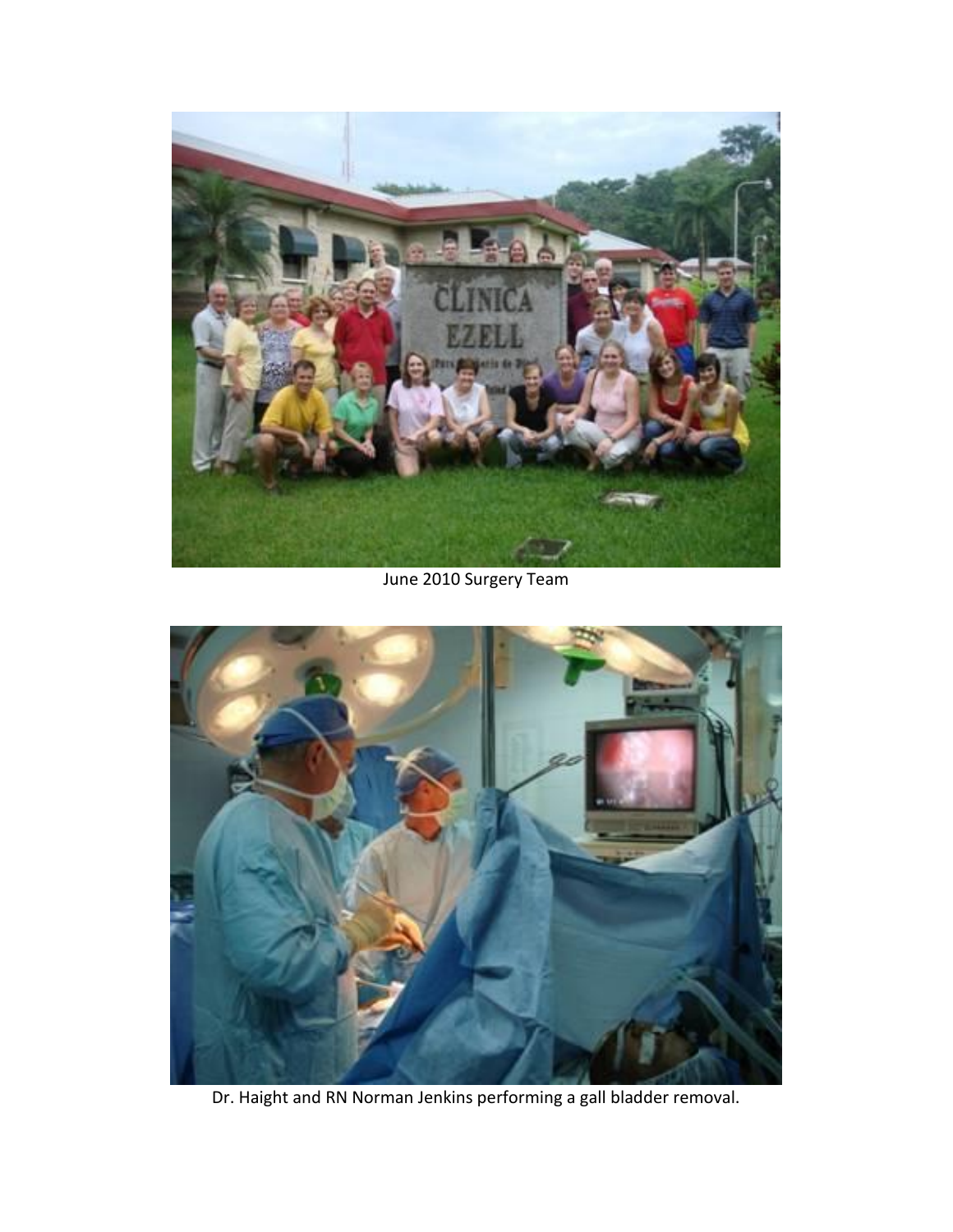June 2010 Surgery Team

Dr. Haight and RN Norman Jenkins performing a gall bladder removal.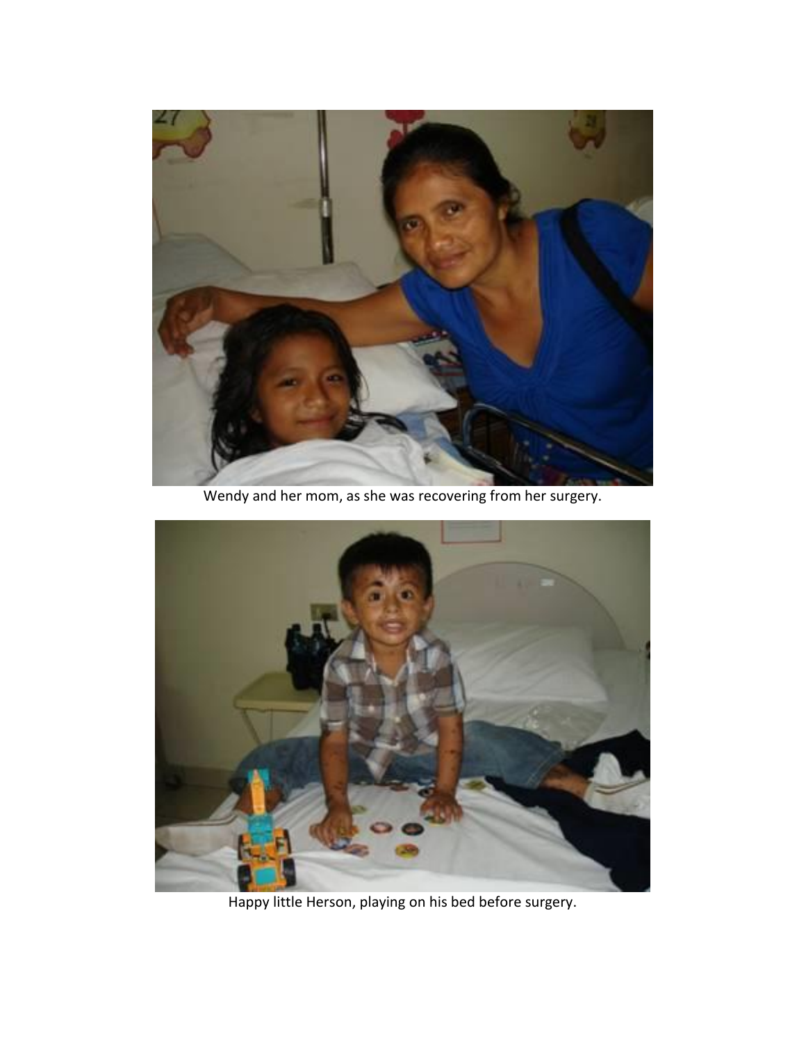Wendy and her mom, as she was recovering from her surgery.

Happy little Herson, playing on his bed before surgery.